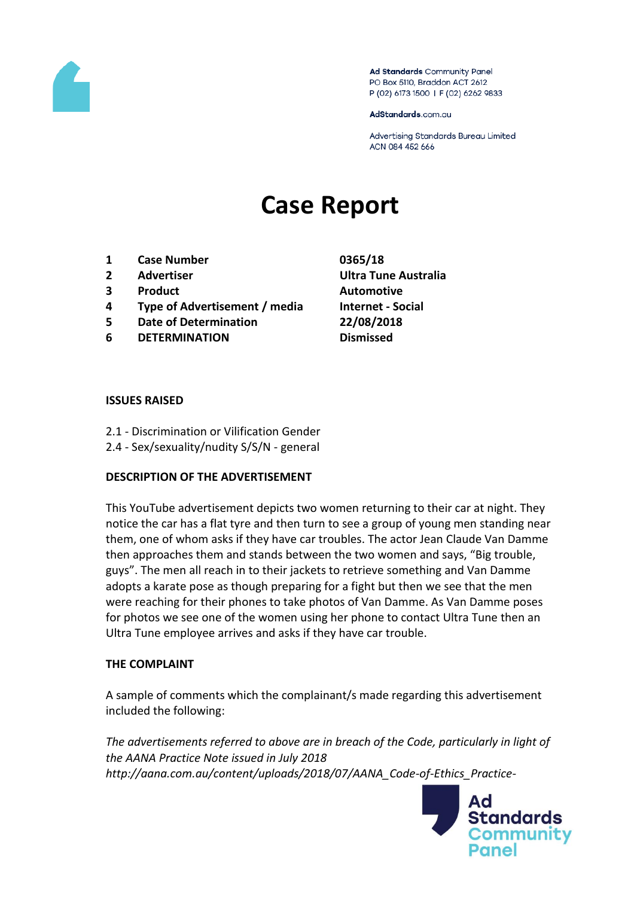Ad Standards Community Panel
PO Box 5110, Braddon ACT 2612
P (02) 6173 1500 | F (02) 6262 9833

AdStandards.com.au

Advertising Standards Bureau Limited
ACN 084 452 666

# Case Report

| | | |
|---|---|---|
| 1 | **Case Number** | **0365/18** |
| 2 | **Advertiser** | **Ultra Tune Australia** |
| 3 | **Product** | **Automotive** |
| 4 | **Type of Advertisement / media** | **Internet - Social** |
| 5 | **Date of Determination** | **22/08/2018** |
| 6 | **DETERMINATION** | **Dismissed** |

## ISSUES RAISED

2.1 - Discrimination or Vilification Gender
2.4 - Sex/sexuality/nudity S/S/N - general

## DESCRIPTION OF THE ADVERTISEMENT

This YouTube advertisement depicts two women returning to their car at night. They notice the car has a flat tyre and then turn to see a group of young men standing near them, one of whom asks if they have car troubles. The actor Jean Claude Van Damme then approaches them and stands between the two women and says, "Big trouble, guys". The men all reach in to their jackets to retrieve something and Van Damme adopts a karate pose as though preparing for a fight but then we see that the men were reaching for their phones to take photos of Van Damme. As Van Damme poses for photos we see one of the women using her phone to contact Ultra Tune then an Ultra Tune employee arrives and asks if they have car trouble.

## THE COMPLAINT

A sample of comments which the complainant/s made regarding this advertisement included the following:

*The advertisements referred to above are in breach of the Code, particularly in light of the AANA Practice Note issued in July 2018 http://aana.com.au/content/uploads/2018/07/AANA_Code-of-Ethics_Practice-*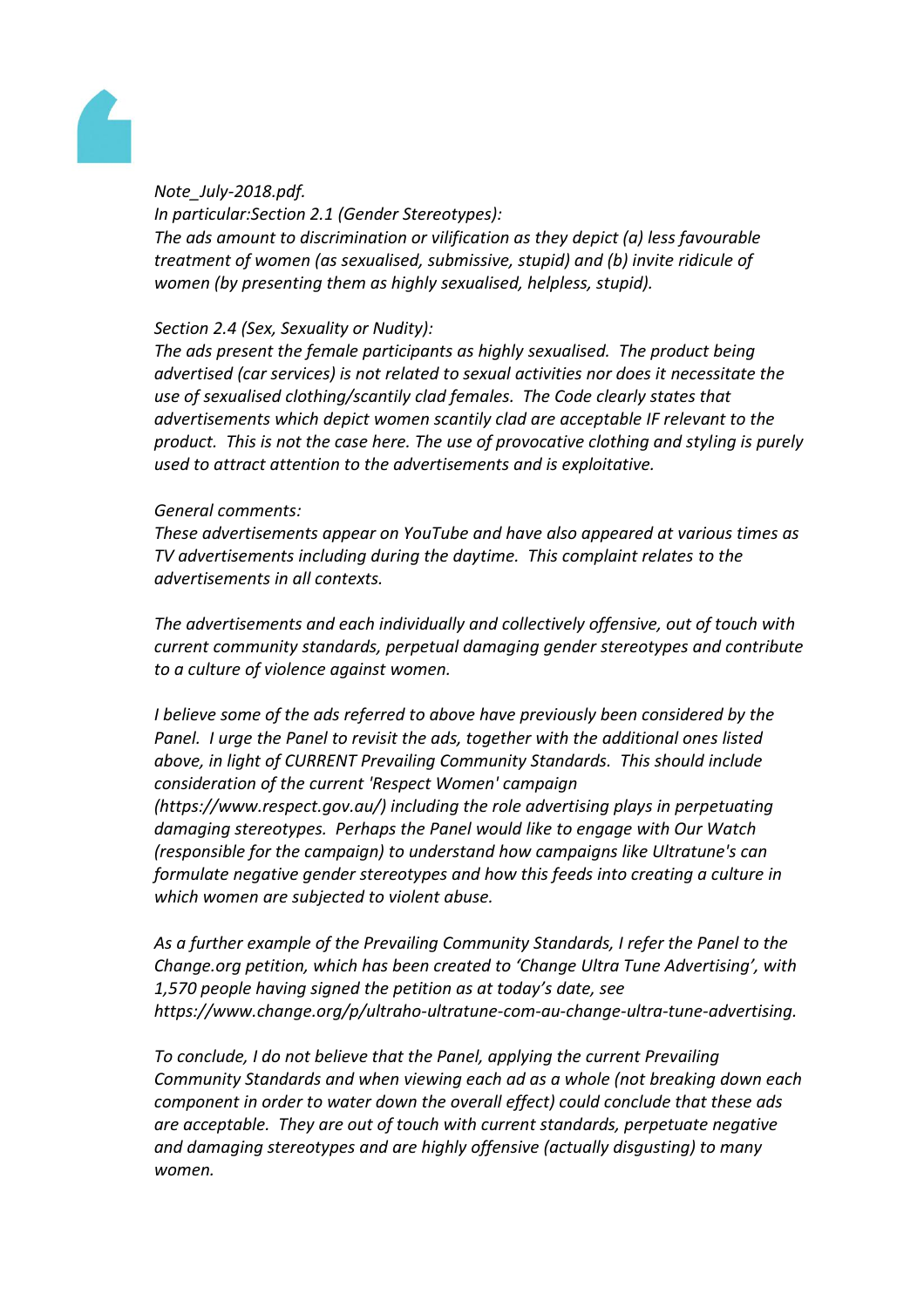*Note_July-2018.pdf.*

*In particular:Section 2.1 (Gender Stereotypes):*

*The ads amount to discrimination or vilification as they depict (a) less favourable treatment of women (as sexualised, submissive, stupid) and (b) invite ridicule of women (by presenting them as highly sexualised, helpless, stupid).*

*Section 2.4 (Sex, Sexuality or Nudity):*

*The ads present the female participants as highly sexualised. The product being advertised (car services) is not related to sexual activities nor does it necessitate the use of sexualised clothing/scantily clad females. The Code clearly states that advertisements which depict women scantily clad are acceptable IF relevant to the product. This is not the case here. The use of provocative clothing and styling is purely used to attract attention to the advertisements and is exploitative.*

*General comments:*

*These advertisements appear on YouTube and have also appeared at various times as TV advertisements including during the daytime. This complaint relates to the advertisements in all contexts.*

*The advertisements and each individually and collectively offensive, out of touch with current community standards, perpetual damaging gender stereotypes and contribute to a culture of violence against women.*

*I believe some of the ads referred to above have previously been considered by the Panel. I urge the Panel to revisit the ads, together with the additional ones listed above, in light of CURRENT Prevailing Community Standards. This should include consideration of the current 'Respect Women' campaign (https://www.respect.gov.au/) including the role advertising plays in perpetuating damaging stereotypes. Perhaps the Panel would like to engage with Our Watch (responsible for the campaign) to understand how campaigns like Ultratune's can formulate negative gender stereotypes and how this feeds into creating a culture in which women are subjected to violent abuse.*

*As a further example of the Prevailing Community Standards, I refer the Panel to the Change.org petition, which has been created to 'Change Ultra Tune Advertising', with 1,570 people having signed the petition as at today's date, see https://www.change.org/p/ultraho-ultratune-com-au-change-ultra-tune-advertising.*

*To conclude, I do not believe that the Panel, applying the current Prevailing Community Standards and when viewing each ad as a whole (not breaking down each component in order to water down the overall effect) could conclude that these ads are acceptable. They are out of touch with current standards, perpetuate negative and damaging stereotypes and are highly offensive (actually disgusting) to many women.*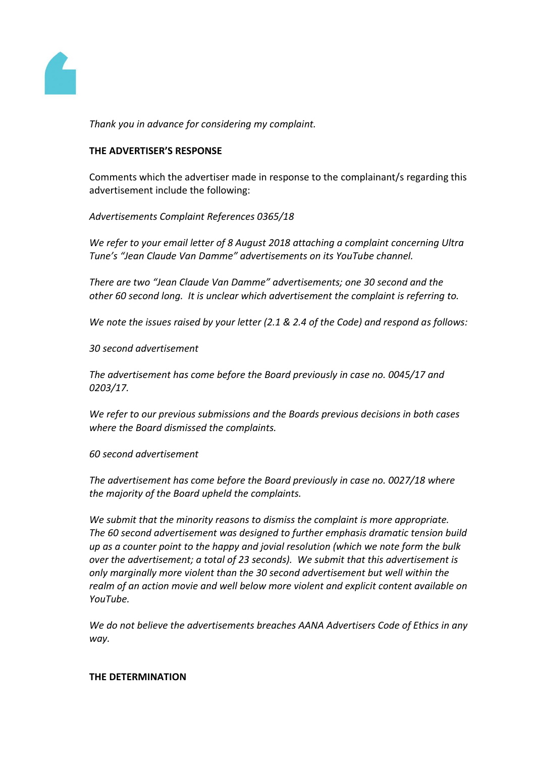*Thank you in advance for considering my complaint.*

**THE ADVERTISER'S RESPONSE**

Comments which the advertiser made in response to the complainant/s regarding this advertisement include the following:

*Advertisements Complaint References 0365/18*

*We refer to your email letter of 8 August 2018 attaching a complaint concerning Ultra Tune's "Jean Claude Van Damme" advertisements on its YouTube channel.*

*There are two "Jean Claude Van Damme" advertisements; one 30 second and the other 60 second long. It is unclear which advertisement the complaint is referring to.*

*We note the issues raised by your letter (2.1 & 2.4 of the Code) and respond as follows:*

*30 second advertisement*

*The advertisement has come before the Board previously in case no. 0045/17 and 0203/17.*

*We refer to our previous submissions and the Boards previous decisions in both cases where the Board dismissed the complaints.*

*60 second advertisement*

*The advertisement has come before the Board previously in case no. 0027/18 where the majority of the Board upheld the complaints.*

*We submit that the minority reasons to dismiss the complaint is more appropriate. The 60 second advertisement was designed to further emphasis dramatic tension build up as a counter point to the happy and jovial resolution (which we note form the bulk over the advertisement; a total of 23 seconds). We submit that this advertisement is only marginally more violent than the 30 second advertisement but well within the realm of an action movie and well below more violent and explicit content available on YouTube.*

*We do not believe the advertisements breaches AANA Advertisers Code of Ethics in any way.*

**THE DETERMINATION**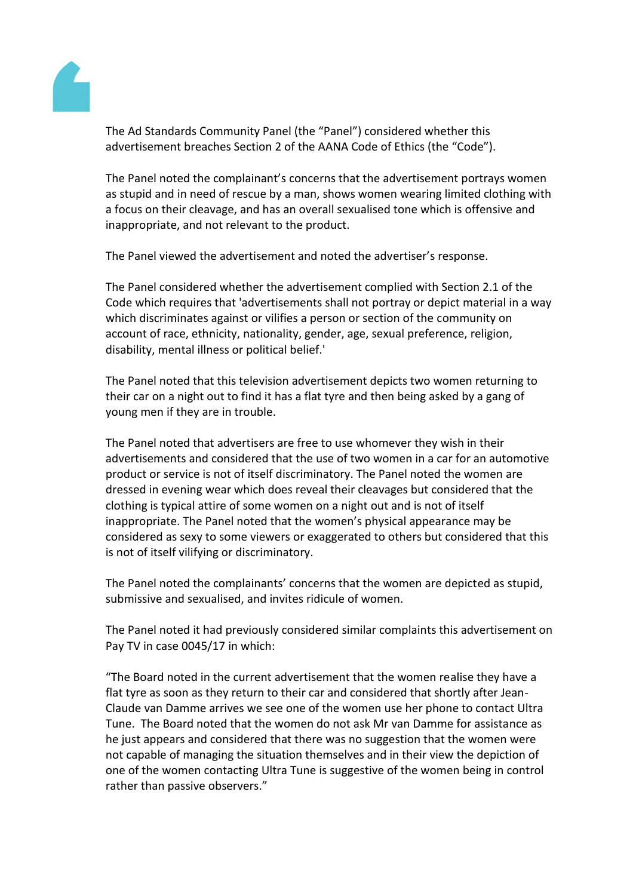The Ad Standards Community Panel (the "Panel") considered whether this advertisement breaches Section 2 of the AANA Code of Ethics (the "Code").

The Panel noted the complainant's concerns that the advertisement portrays women as stupid and in need of rescue by a man, shows women wearing limited clothing with a focus on their cleavage, and has an overall sexualised tone which is offensive and inappropriate, and not relevant to the product.

The Panel viewed the advertisement and noted the advertiser's response.

The Panel considered whether the advertisement complied with Section 2.1 of the Code which requires that 'advertisements shall not portray or depict material in a way which discriminates against or vilifies a person or section of the community on account of race, ethnicity, nationality, gender, age, sexual preference, religion, disability, mental illness or political belief.'

The Panel noted that this television advertisement depicts two women returning to their car on a night out to find it has a flat tyre and then being asked by a gang of young men if they are in trouble.

The Panel noted that advertisers are free to use whomever they wish in their advertisements and considered that the use of two women in a car for an automotive product or service is not of itself discriminatory. The Panel noted the women are dressed in evening wear which does reveal their cleavages but considered that the clothing is typical attire of some women on a night out and is not of itself inappropriate. The Panel noted that the women's physical appearance may be considered as sexy to some viewers or exaggerated to others but considered that this is not of itself vilifying or discriminatory.

The Panel noted the complainants' concerns that the women are depicted as stupid, submissive and sexualised, and invites ridicule of women.

The Panel noted it had previously considered similar complaints this advertisement on Pay TV in case 0045/17 in which:

"The Board noted in the current advertisement that the women realise they have a flat tyre as soon as they return to their car and considered that shortly after Jean-Claude van Damme arrives we see one of the women use her phone to contact Ultra Tune. The Board noted that the women do not ask Mr van Damme for assistance as he just appears and considered that there was no suggestion that the women were not capable of managing the situation themselves and in their view the depiction of one of the women contacting Ultra Tune is suggestive of the women being in control rather than passive observers."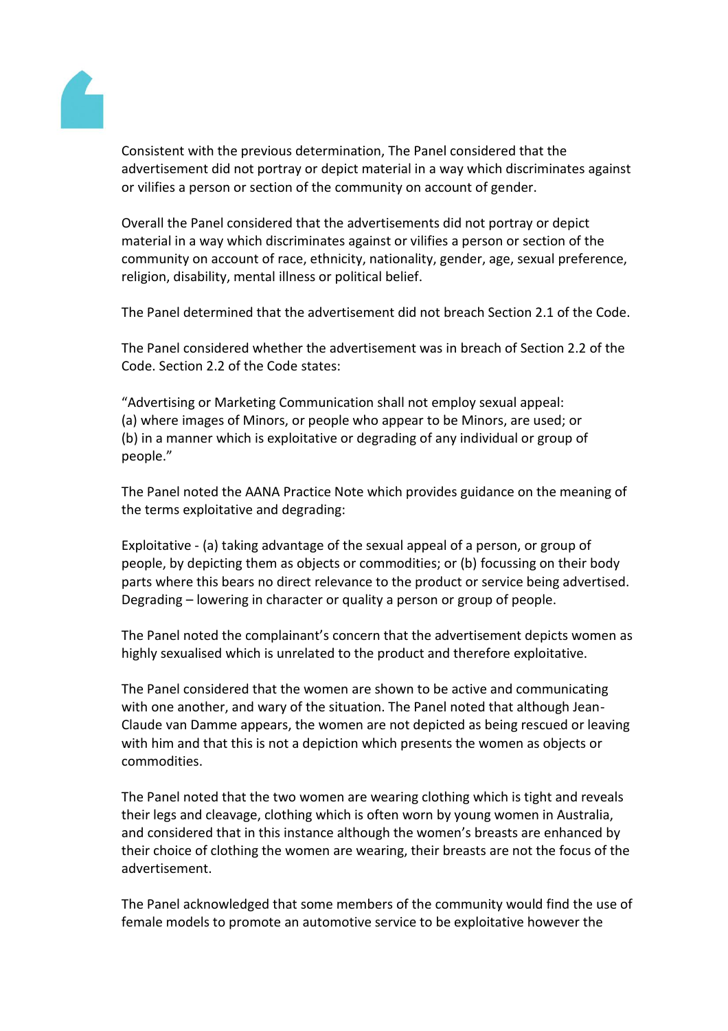Consistent with the previous determination, The Panel considered that the advertisement did not portray or depict material in a way which discriminates against or vilifies a person or section of the community on account of gender.

Overall the Panel considered that the advertisements did not portray or depict material in a way which discriminates against or vilifies a person or section of the community on account of race, ethnicity, nationality, gender, age, sexual preference, religion, disability, mental illness or political belief.

The Panel determined that the advertisement did not breach Section 2.1 of the Code.

The Panel considered whether the advertisement was in breach of Section 2.2 of the Code. Section 2.2 of the Code states:

"Advertising or Marketing Communication shall not employ sexual appeal:
(a) where images of Minors, or people who appear to be Minors, are used; or
(b) in a manner which is exploitative or degrading of any individual or group of people."

The Panel noted the AANA Practice Note which provides guidance on the meaning of the terms exploitative and degrading:

Exploitative - (a) taking advantage of the sexual appeal of a person, or group of people, by depicting them as objects or commodities; or (b) focussing on their body parts where this bears no direct relevance to the product or service being advertised.
Degrading – lowering in character or quality a person or group of people.

The Panel noted the complainant's concern that the advertisement depicts women as highly sexualised which is unrelated to the product and therefore exploitative.

The Panel considered that the women are shown to be active and communicating with one another, and wary of the situation. The Panel noted that although Jean-Claude van Damme appears, the women are not depicted as being rescued or leaving with him and that this is not a depiction which presents the women as objects or commodities.

The Panel noted that the two women are wearing clothing which is tight and reveals their legs and cleavage, clothing which is often worn by young women in Australia, and considered that in this instance although the women's breasts are enhanced by their choice of clothing the women are wearing, their breasts are not the focus of the advertisement.

The Panel acknowledged that some members of the community would find the use of female models to promote an automotive service to be exploitative however the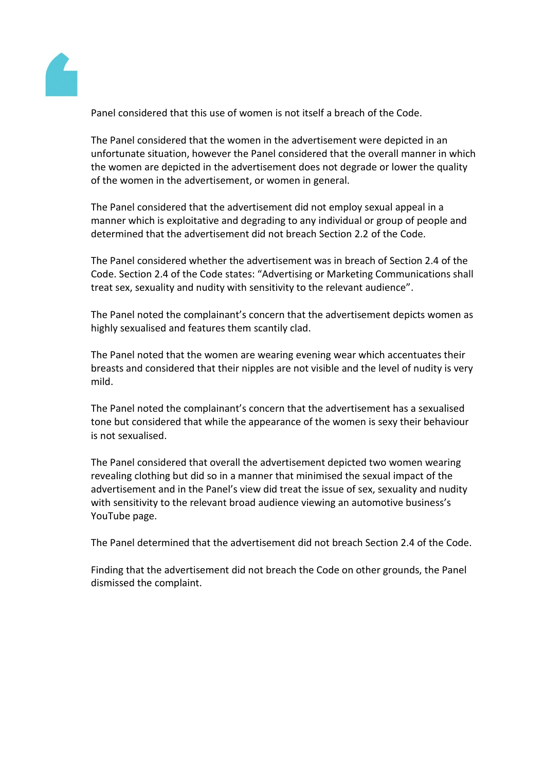Panel considered that this use of women is not itself a breach of the Code.

The Panel considered that the women in the advertisement were depicted in an unfortunate situation, however the Panel considered that the overall manner in which the women are depicted in the advertisement does not degrade or lower the quality of the women in the advertisement, or women in general.

The Panel considered that the advertisement did not employ sexual appeal in a manner which is exploitative and degrading to any individual or group of people and determined that the advertisement did not breach Section 2.2 of the Code.

The Panel considered whether the advertisement was in breach of Section 2.4 of the Code. Section 2.4 of the Code states: “Advertising or Marketing Communications shall treat sex, sexuality and nudity with sensitivity to the relevant audience”.

The Panel noted the complainant’s concern that the advertisement depicts women as highly sexualised and features them scantily clad.

The Panel noted that the women are wearing evening wear which accentuates their breasts and considered that their nipples are not visible and the level of nudity is very mild.

The Panel noted the complainant’s concern that the advertisement has a sexualised tone but considered that while the appearance of the women is sexy their behaviour is not sexualised.

The Panel considered that overall the advertisement depicted two women wearing revealing clothing but did so in a manner that minimised the sexual impact of the advertisement and in the Panel’s view did treat the issue of sex, sexuality and nudity with sensitivity to the relevant broad audience viewing an automotive business’s YouTube page.

The Panel determined that the advertisement did not breach Section 2.4 of the Code.

Finding that the advertisement did not breach the Code on other grounds, the Panel dismissed the complaint.